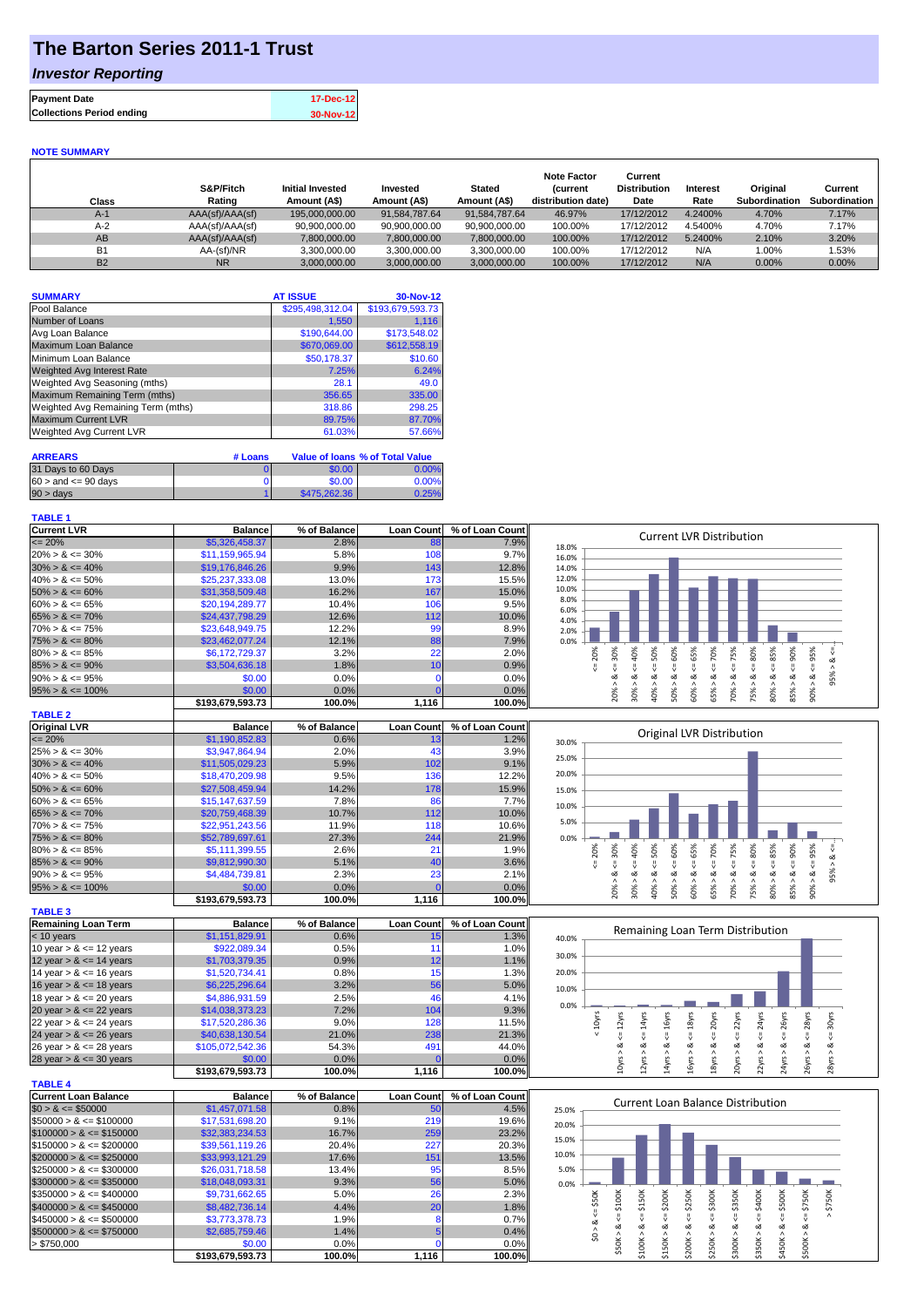# The Barton Series 2011-1 Trust

## *Investor Reporting*

| | |
|---|---|
| **Payment Date** | 17-Dec-12 |
| **Collections Period ending** | 30-Nov-12 |

**NOTE SUMMARY**

| Class | S&P/Fitch Rating | Initial Invested Amount (A$) | Invested Amount (A$) | Stated Amount (A$) | Note Factor (current distribution date) | Current Distribution Date | Interest Rate | Original Subordination | Current Subordination |
|---|---|---|---|---|---|---|---|---|---|
| A-1 | AAA(sf)/AAA(sf) | 195,000,000.00 | 91,584,787.64 | 91,584,787.64 | 46.97% | 17/12/2012 | 4.2400% | 4.70% | 7.17% |
| A-2 | AAA(sf)/AAA(sf) | 90,900,000.00 | 90,900,000.00 | 90,900,000.00 | 100.00% | 17/12/2012 | 4.5400% | 4.70% | 7.17% |
| AB | AAA(sf)/AAA(sf) | 7,800,000.00 | 7,800,000.00 | 7,800,000.00 | 100.00% | 17/12/2012 | 5.2400% | 2.10% | 3.20% |
| B1 | AA-(sf)/NR | 3,300,000.00 | 3,300,000.00 | 3,300,000.00 | 100.00% | 17/12/2012 | N/A | 1.00% | 1.53% |
| B2 | NR | 3,000,000.00 | 3,000,000.00 | 3,000,000.00 | 100.00% | 17/12/2012 | N/A | 0.00% | 0.00% |

| SUMMARY | AT ISSUE | 30-Nov-12 |
|---|---|---|
| Pool Balance | $295,498,312.04 | $193,679,593.73 |
| Number of Loans | 1,550 | 1,116 |
| Avg Loan Balance | $190,644.00 | $173,548.02 |
| Maximum Loan Balance | $670,069.00 | $612,558.19 |
| Minimum Loan Balance | $50,178.37 | $10.60 |
| Weighted Avg Interest Rate | 7.25% | 6.24% |
| Weighted Avg Seasoning (mths) | 28.1 | 49.0 |
| Maximum Remaining Term (mths) | 356.65 | 335.00 |
| Weighted Avg Remaining Term (mths) | 318.86 | 298.25 |
| Maximum Current LVR | 89.75% | 87.70% |
| Weighted Avg Current LVR | 61.03% | 57.66% |

| ARREARS | # Loans | Value of loans | % of Total Value |
|---|---|---|---|
| 31 Days to 60 Days | 0 | $0.00 | 0.00% |
| 60 > and <= 90 days | 0 | $0.00 | 0.00% |
| 90 > days | 1 | $475,262.36 | 0.25% |

**TABLE 1**

| Current LVR | Balance | % of Balance | Loan Count | % of Loan Count |
|---|---|---|---|---|
| <= 20% | $5,326,458.37 | 2.8% | 88 | 7.9% |
| 20% > & <= 30% | $11,159,965.94 | 5.8% | 108 | 9.7% |
| 30% > & <= 40% | $19,176,846.26 | 9.9% | 143 | 12.8% |
| 40% > & <= 50% | $25,237,333.08 | 13.0% | 173 | 15.5% |
| 50% > & <= 60% | $31,358,509.48 | 16.2% | 167 | 15.0% |
| 60% > & <= 65% | $20,194,289.77 | 10.4% | 106 | 9.5% |
| 65% > & <= 70% | $24,437,798.29 | 12.6% | 112 | 10.0% |
| 70% > & <= 75% | $23,648,949.75 | 12.2% | 99 | 8.9% |
| 75% > & <= 80% | $23,462,077.24 | 12.1% | 88 | 7.9% |
| 80% > & <= 85% | $6,172,729.37 | 3.2% | 22 | 2.0% |
| 85% > & <= 90% | $3,504,636.18 | 1.8% | 10 | 0.9% |
| 90% > & <= 95% | $0.00 | 0.0% | 0 | 0.0% |
| 95% > & <= 100% | $0.00 | 0.0% | 0 | 0.0% |
| | $193,679,593.73 | 100.0% | 1,116 | 100.0% |

**TABLE 2**

| Original LVR | Balance | % of Balance | Loan Count | % of Loan Count |
|---|---|---|---|---|
| <= 20% | $1,190,852.83 | 0.6% | 13 | 1.2% |
| 25% > & <= 30% | $3,947,864.94 | 2.0% | 43 | 3.9% |
| 30% > & <= 40% | $11,505,029.23 | 5.9% | 102 | 9.1% |
| 40% > & <= 50% | $18,470,209.98 | 9.5% | 136 | 12.2% |
| 50% > & <= 60% | $27,508,459.94 | 14.2% | 178 | 15.9% |
| 60% > & <= 65% | $15,147,637.59 | 7.8% | 86 | 7.7% |
| 65% > & <= 70% | $20,759,468.39 | 10.7% | 112 | 10.0% |
| 70% > & <= 75% | $22,951,243.56 | 11.9% | 118 | 10.6% |
| 75% > & <= 80% | $52,789,697.61 | 27.3% | 244 | 21.9% |
| 80% > & <= 85% | $5,111,399.55 | 2.6% | 21 | 1.9% |
| 85% > & <= 90% | $9,812,990.30 | 5.1% | 40 | 3.6% |
| 90% > & <= 95% | $4,484,739.81 | 2.3% | 23 | 2.1% |
| 95% > & <= 100% | $0.00 | 0.0% | 0 | 0.0% |
| | $193,679,593.73 | 100.0% | 1,116 | 100.0% |

**TABLE 3**

| Remaining Loan Term | Balance | % of Balance | Loan Count | % of Loan Count |
|---|---|---|---|---|
| < 10 years | $1,151,829.91 | 0.6% | 15 | 1.3% |
| 10 year > & <= 12 years | $922,089.34 | 0.5% | 11 | 1.0% |
| 12 year > & <= 14 years | $1,703,379.35 | 0.9% | 12 | 1.1% |
| 14 year > & <= 16 years | $1,520,734.41 | 0.8% | 15 | 1.3% |
| 16 year > & <= 18 years | $6,225,296.64 | 3.2% | 56 | 5.0% |
| 18 year > & <= 20 years | $4,886,931.59 | 2.5% | 46 | 4.1% |
| 20 year > & <= 22 years | $14,038,373.23 | 7.2% | 104 | 9.3% |
| 22 year > & <= 24 years | $17,520,286.36 | 9.0% | 128 | 11.5% |
| 24 year > & <= 26 years | $40,638,130.54 | 21.0% | 238 | 21.3% |
| 26 year > & <= 28 years | $105,072,542.36 | 54.3% | 491 | 44.0% |
| 28 year > & <= 30 years | $0.00 | 0.0% | 0 | 0.0% |
| | $193,679,593.73 | 100.0% | 1,116 | 100.0% |

**TABLE 4**

| Current Loan Balance | Balance | % of Balance | Loan Count | % of Loan Count |
|---|---|---|---|---|
| $0 > & <= $50000 | $1,457,071.58 | 0.8% | 50 | 4.5% |
| $50000 > & <= $100000 | $17,531,698.20 | 9.1% | 219 | 19.6% |
| $100000 > & <= $150000 | $32,383,234.53 | 16.7% | 259 | 23.2% |
| $150000 > & <= $200000 | $39,561,119.26 | 20.4% | 227 | 20.3% |
| $200000 > & <= $250000 | $33,993,121.29 | 17.6% | 151 | 13.5% |
| $250000 > & <= $300000 | $26,031,718.58 | 13.4% | 95 | 8.5% |
| $300000 > & <= $350000 | $18,048,093.31 | 9.3% | 56 | 5.0% |
| $350000 > & <= $400000 | $9,731,662.65 | 5.0% | 26 | 2.3% |
| $400000 > & <= $450000 | $8,482,736.14 | 4.4% | 20 | 1.8% |
| $450000 > & <= $500000 | $3,773,378.73 | 1.9% | 8 | 0.7% |
| $500000 > & <= $750000 | $2,685,759.46 | 1.4% | 5 | 0.4% |
| > $750,000 | $0.00 | 0.0% | 0 | 0.0% |
| | $193,679,593.73 | 100.0% | 1,116 | 100.0% |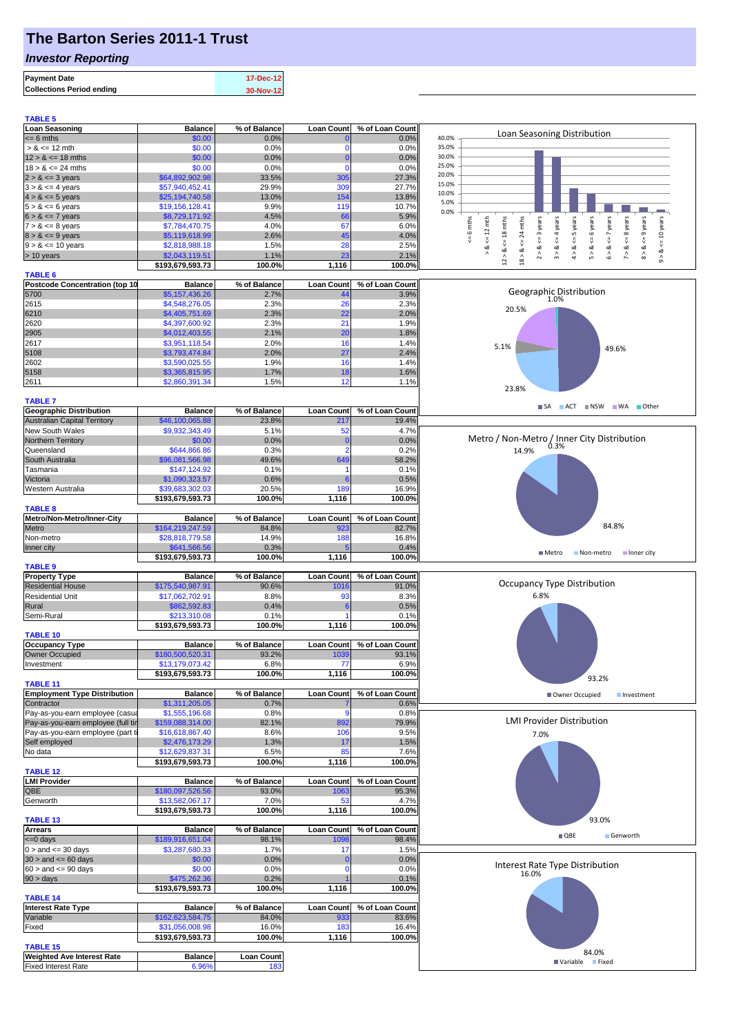# The Barton Series 2011-1 Trust

## *Investor Reporting*

| | |
|---|---|
| **Payment Date** | 17-Dec-12 |
| **Collections Period ending** | 30-Nov-12 |

**TABLE 5**

| Loan Seasoning | Balance | % of Balance | Loan Count | % of Loan Count |
|---|---|---|---|---|
| <= 6 mths | $0.00 | 0.0% | 0 | 0.0% |
| > & <= 12 mth | $0.00 | 0.0% | 0 | 0.0% |
| 12 > & <= 18 mths | $0.00 | 0.0% | 0 | 0.0% |
| 18 > & <= 24 mths | $0.00 | 0.0% | 0 | 0.0% |
| 2 > & <= 3 years | $64,892,902.98 | 33.5% | 305 | 27.3% |
| 3 > & <= 4 years | $57,940,452.41 | 29.9% | 309 | 27.7% |
| 4 > & <= 5 years | $25,194,740.58 | 13.0% | 154 | 13.8% |
| 5 > & <= 6 years | $19,156,128.41 | 9.9% | 119 | 10.7% |
| 6 > & <= 7 years | $8,729,171.92 | 4.5% | 66 | 5.9% |
| 7 > & <= 8 years | $7,784,470.75 | 4.0% | 67 | 6.0% |
| 8 > & <= 9 years | $5,119,618.99 | 2.6% | 45 | 4.0% |
| 9 > & <= 10 years | $2,818,988.18 | 1.5% | 28 | 2.5% |
| > 10 years | $2,043,119.51 | 1.1% | 23 | 2.1% |
| | $193,679,593.73 | 100.0% | 1,116 | 100.0% |

Loan Seasoning Distribution

40.0%
35.0%
30.0%
25.0%
20.0%
15.0%
10.0%
5.0%
0.0%

<= 6 mths
> & <= 12 mth
12 > & <= 18 mths
18 > & <= 24 mths
2 > & <= 3 years
3 > & <= 4 years
4 > & <= 5 years
5 > & <= 6 years
6 > & <= 7 years
7 > & <= 8 years
8 > & <= 9 years
9 > & <= 10 years

**TABLE 6**

| Postcode Concentration (top 10) | Balance | % of Balance | Loan Count | % of Loan Count |
|---|---|---|---|---|
| 5700 | $5,157,436.26 | 2.7% | 44 | 3.9% |
| 2615 | $4,548,276.05 | 2.3% | 26 | 2.3% |
| 6210 | $4,405,751.69 | 2.3% | 22 | 2.0% |
| 2620 | $4,397,600.92 | 2.3% | 21 | 1.9% |
| 2905 | $4,012,403.55 | 2.1% | 20 | 1.8% |
| 2617 | $3,951,118.54 | 2.0% | 16 | 1.4% |
| 5108 | $3,793,474.84 | 2.0% | 27 | 2.4% |
| 2602 | $3,590,025.55 | 1.9% | 16 | 1.4% |
| 5158 | $3,365,815.95 | 1.7% | 18 | 1.6% |
| 2611 | $2,860,391.34 | 1.5% | 12 | 1.1% |

Geographic Distribution

1.0%
20.5%
5.1%
49.6%
23.8%

SA ACT NSW WA Other

**TABLE 7**

| Geographic Distribution | Balance | % of Balance | Loan Count | % of Loan Count |
|---|---|---|---|---|
| Australian Capital Territory | $46,100,065.88 | 23.8% | 217 | 19.4% |
| New South Wales | $9,932,343.49 | 5.1% | 52 | 4.7% |
| Northern Territory | $0.00 | 0.0% | 0 | 0.0% |
| Queensland | $644,866.86 | 0.3% | 2 | 0.2% |
| South Australia | $96,081,566.98 | 49.6% | 649 | 58.2% |
| Tasmania | $147,124.92 | 0.1% | 1 | 0.1% |
| Victoria | $1,090,323.57 | 0.6% | 6 | 0.5% |
| Western Australia | $39,683,302.03 | 20.5% | 189 | 16.9% |
| | $193,679,593.73 | 100.0% | 1,116 | 100.0% |

Metro / Non-Metro / Inner City Distribution

0.3%
14.9%
84.8%

Metro Non-metro Inner city

**TABLE 8**

| Metro/Non-Metro/Inner-City | Balance | % of Balance | Loan Count | % of Loan Count |
|---|---|---|---|---|
| Metro | $164,219,247.59 | 84.8% | 923 | 82.7% |
| Non-metro | $28,818,779.58 | 14.9% | 188 | 16.8% |
| Inner city | $641,566.56 | 0.3% | 5 | 0.4% |
| | $193,679,593.73 | 100.0% | 1,116 | 100.0% |

**TABLE 9**

| Property Type | Balance | % of Balance | Loan Count | % of Loan Count |
|---|---|---|---|---|
| Residential House | $175,540,987.91 | 90.6% | 1016 | 91.0% |
| Residential Unit | $17,062,702.91 | 8.8% | 93 | 8.3% |
| Rural | $862,592.83 | 0.4% | 6 | 0.5% |
| Semi-Rural | $213,310.08 | 0.1% | 1 | 0.1% |
| | $193,679,593.73 | 100.0% | 1,116 | 100.0% |

Occupancy Type Distribution

6.8%
93.2%

Owner Occupied Investment

**TABLE 10**

| Occupancy Type | Balance | % of Balance | Loan Count | % of Loan Count |
|---|---|---|---|---|
| Owner Occupied | $180,500,520.31 | 93.2% | 1039 | 93.1% |
| Investment | $13,179,073.42 | 6.8% | 77 | 6.9% |
| | $193,679,593.73 | 100.0% | 1,116 | 100.0% |

**TABLE 11**

| Employment Type Distribution | Balance | % of Balance | Loan Count | % of Loan Count |
|---|---|---|---|---|
| Contractor | $1,311,205.05 | 0.7% | 7 | 0.6% |
| Pay-as-you-earn employee (casual) | $1,555,196.68 | 0.8% | 9 | 0.8% |
| Pay-as-you-earn employee (full time) | $159,088,314.00 | 82.1% | 892 | 79.9% |
| Pay-as-you-earn employee (part time) | $16,618,867.40 | 8.6% | 106 | 9.5% |
| Self employed | $2,476,173.29 | 1.3% | 17 | 1.5% |
| No data | $12,629,837.31 | 6.5% | 85 | 7.6% |
| | $193,679,593.73 | 100.0% | 1,116 | 100.0% |

LMI Provider Distribution

7.0%
93.0%

QBE Genworth

**TABLE 12**

| LMI Provider | Balance | % of Balance | Loan Count | % of Loan Count |
|---|---|---|---|---|
| QBE | $180,097,526.56 | 93.0% | 1063 | 95.3% |
| Genworth | $13,582,067.17 | 7.0% | 53 | 4.7% |
| | $193,679,593.73 | 100.0% | 1,116 | 100.0% |

**TABLE 13**

| Arrears | Balance | % of Balance | Loan Count | % of Loan Count |
|---|---|---|---|---|
| <=0 days | $189,916,651.04 | 98.1% | 1098 | 98.4% |
| 0 > and <= 30 days | $3,287,680.33 | 1.7% | 17 | 1.5% |
| 30 > and <= 60 days | $0.00 | 0.0% | 0 | 0.0% |
| 60 > and <= 90 days | $0.00 | 0.0% | 0 | 0.0% |
| 90 > days | $475,262.36 | 0.2% | 1 | 0.1% |
| | $193,679,593.73 | 100.0% | 1,116 | 100.0% |

Interest Rate Type Distribution

16.0%
84.0%

Variable Fixed

**TABLE 14**

| Interest Rate Type | Balance | % of Balance | Loan Count | % of Loan Count |
|---|---|---|---|---|
| Variable | $162,623,584.75 | 84.0% | 933 | 83.6% |
| Fixed | $31,056,008.98 | 16.0% | 183 | 16.4% |
| | $193,679,593.73 | 100.0% | 1,116 | 100.0% |

**TABLE 15**

| Weighted Ave Interest Rate | Balance | Loan Count |
|---|---|---|
| Fixed Interest Rate | 6.96% | 183 |